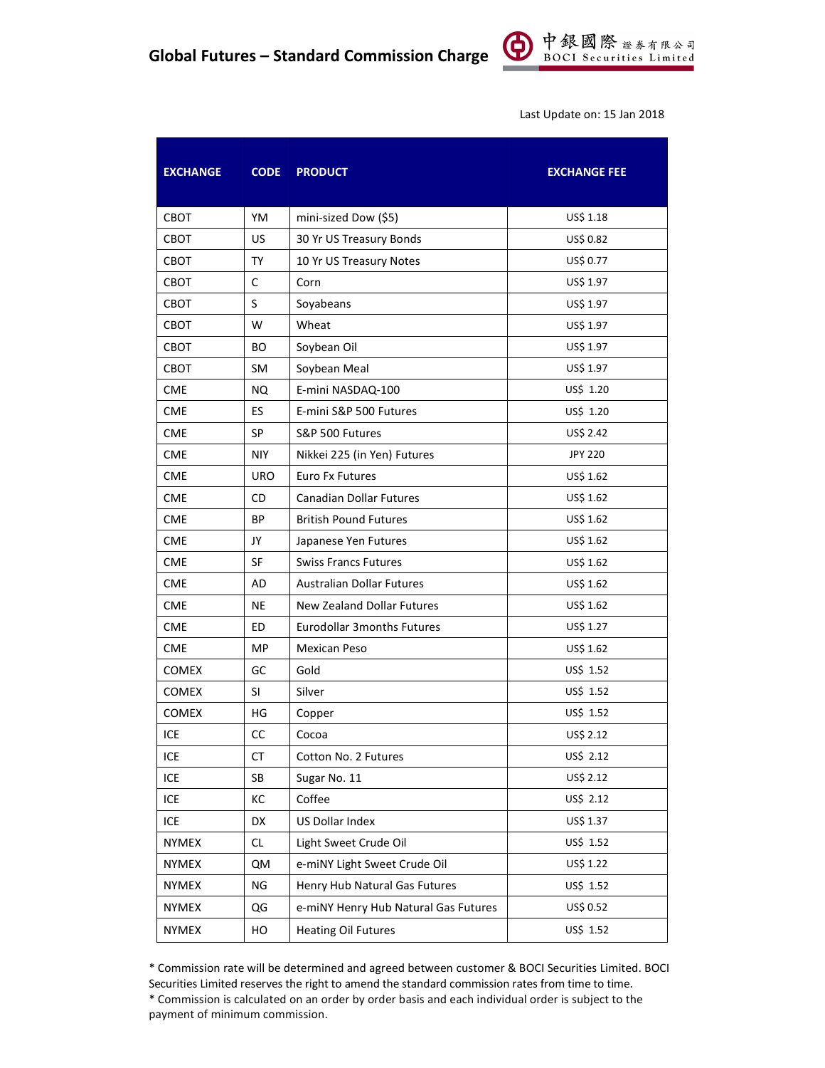# Global Futures – Standard Commission Charge

中銀國際證券有限公司 BOCI Securities Limited

Last Update on: 15 Jan 2018

| EXCHANGE | CODE | PRODUCT | EXCHANGE FEE |
|---|---|---|---|
| CBOT | YM | mini-sized Dow ($5) | US$ 1.18 |
| CBOT | US | 30 Yr US Treasury Bonds | US$ 0.82 |
| CBOT | TY | 10 Yr US Treasury Notes | US$ 0.77 |
| CBOT | C | Corn | US$ 1.97 |
| CBOT | S | Soyabeans | US$ 1.97 |
| CBOT | W | Wheat | US$ 1.97 |
| CBOT | BO | Soybean Oil | US$ 1.97 |
| CBOT | SM | Soybean Meal | US$ 1.97 |
| CME | NQ | E-mini NASDAQ-100 | US$ 1.20 |
| CME | ES | E-mini S&P 500 Futures | US$ 1.20 |
| CME | SP | S&P 500 Futures | US$ 2.42 |
| CME | NIY | Nikkei 225 (in Yen) Futures | JPY 220 |
| CME | URO | Euro Fx Futures | US$ 1.62 |
| CME | CD | Canadian Dollar Futures | US$ 1.62 |
| CME | BP | British Pound Futures | US$ 1.62 |
| CME | JY | Japanese Yen Futures | US$ 1.62 |
| CME | SF | Swiss Francs Futures | US$ 1.62 |
| CME | AD | Australian Dollar Futures | US$ 1.62 |
| CME | NE | New Zealand Dollar Futures | US$ 1.62 |
| CME | ED | Eurodollar 3months Futures | US$ 1.27 |
| CME | MP | Mexican Peso | US$ 1.62 |
| COMEX | GC | Gold | US$ 1.52 |
| COMEX | SI | Silver | US$ 1.52 |
| COMEX | HG | Copper | US$ 1.52 |
| ICE | CC | Cocoa | US$ 2.12 |
| ICE | CT | Cotton No. 2 Futures | US$ 2.12 |
| ICE | SB | Sugar No. 11 | US$ 2.12 |
| ICE | KC | Coffee | US$ 2.12 |
| ICE | DX | US Dollar Index | US$ 1.37 |
| NYMEX | CL | Light Sweet Crude Oil | US$ 1.52 |
| NYMEX | QM | e-miNY Light Sweet Crude Oil | US$ 1.22 |
| NYMEX | NG | Henry Hub Natural Gas Futures | US$ 1.52 |
| NYMEX | QG | e-miNY Henry Hub Natural Gas Futures | US$ 0.52 |
| NYMEX | HO | Heating Oil Futures | US$ 1.52 |

* Commission rate will be determined and agreed between customer & BOCI Securities Limited. BOCI Securities Limited reserves the right to amend the standard commission rates from time to time.
* Commission is calculated on an order by order basis and each individual order is subject to the payment of minimum commission.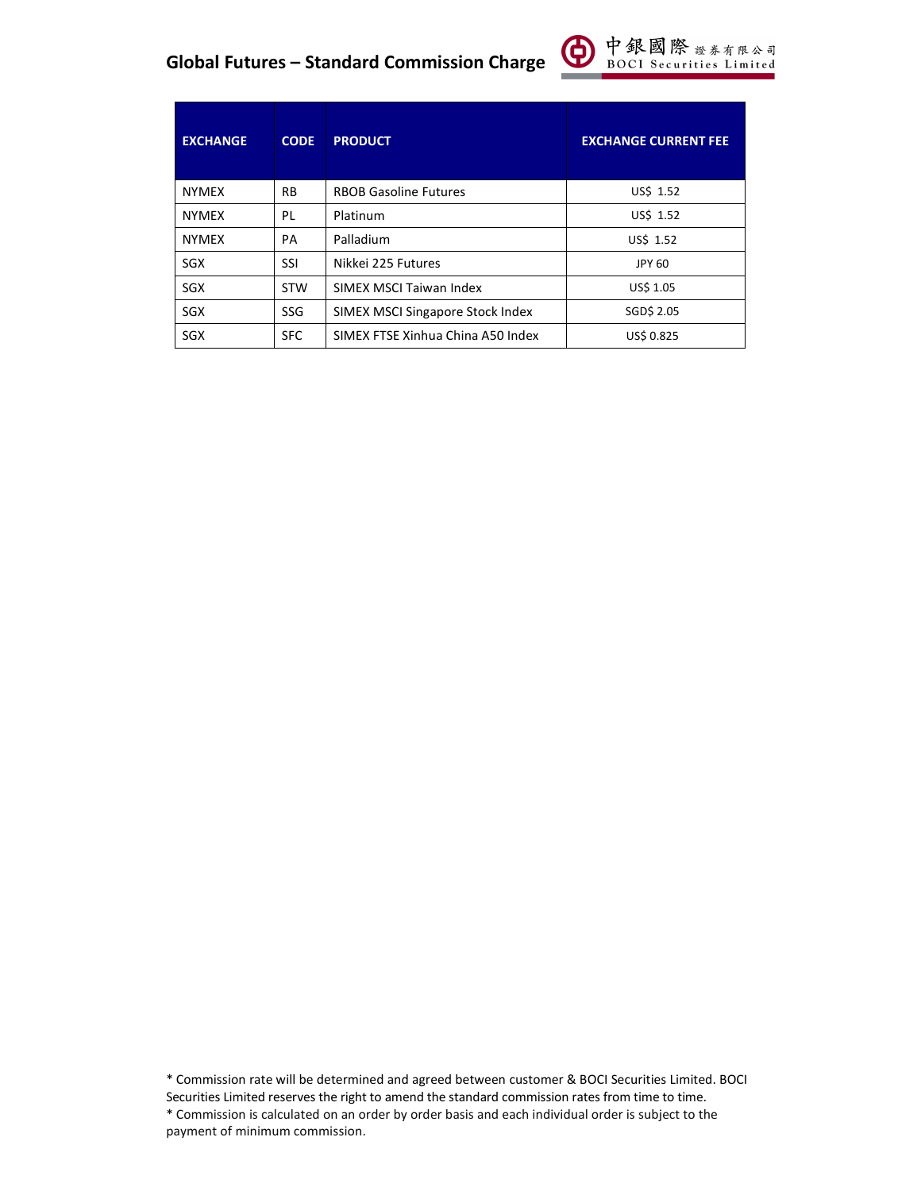| EXCHANGE | CODE | PRODUCT | EXCHANGE CURRENT FEE |
|---|---|---|---|
| NYMEX | RB | RBOB Gasoline Futures | US$ 1.52 |
| NYMEX | PL | Platinum | US$ 1.52 |
| NYMEX | PA | Palladium | US$ 1.52 |
| SGX | SSI | Nikkei 225 Futures | JPY 60 |
| SGX | STW | SIMEX MSCI Taiwan Index | US$ 1.05 |
| SGX | SSG | SIMEX MSCI Singapore Stock Index | SGD$ 2.05 |
| SGX | SFC | SIMEX FTSE Xinhua China A50 Index | US$ 0.825 |

* Commission rate will be determined and agreed between customer & BOCI Securities Limited. BOCI Securities Limited reserves the right to amend the standard commission rates from time to time.
* Commission is calculated on an order by order basis and each individual order is subject to the payment of minimum commission.